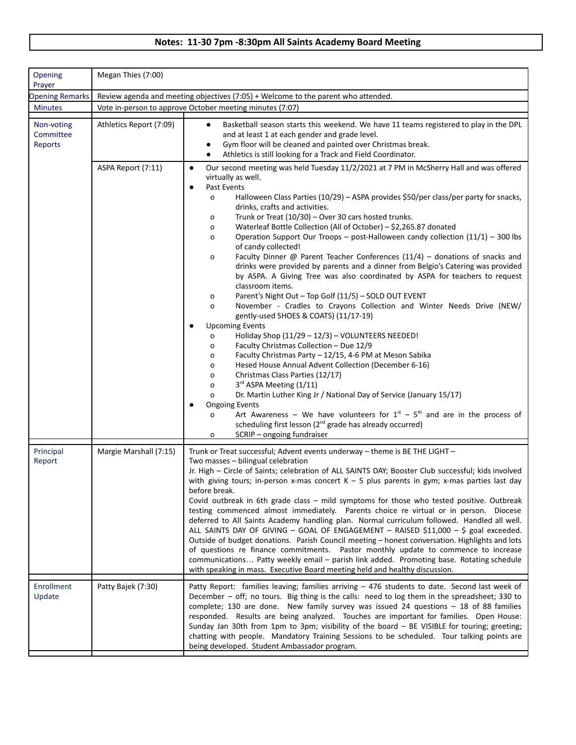# Notes: 11-30 7pm -8:30pm All Saints Academy Board Meeting

| | | |
|---|---|---|
| Opening Prayer | Megan Thies (7:00) | |
| Opening Remarks | Review agenda and meeting objectives (7:05) + Welcome to the parent who attended. | |
| Minutes | Vote in-person to approve October meeting minutes (7:07) | |
| Non-voting Committee Reports | Athletics Report (7:09) | • Basketball season starts this weekend. We have 11 teams registered to play in the DPL and at least 1 at each gender and grade level.<br>• Gym floor will be cleaned and painted over Christmas break.<br>• Athletics is still looking for a Track and Field Coordinator. |
| | ASPA Report (7:11) | • Our second meeting was held Tuesday 11/2/2021 at 7 PM in McSherry Hall and was offered virtually as well.<br>• Past Events<br>&nbsp;&nbsp;o Halloween Class Parties (10/29) – ASPA provides $50/per class/per party for snacks, drinks, crafts and activities.<br>&nbsp;&nbsp;o Trunk or Treat (10/30) – Over 30 cars hosted trunks.<br>&nbsp;&nbsp;o Waterleaf Bottle Collection (All of October) – $2,265.87 donated<br>&nbsp;&nbsp;o Operation Support Our Troops – post-Halloween candy collection (11/1) – 300 lbs of candy collected!<br>&nbsp;&nbsp;o Faculty Dinner @ Parent Teacher Conferences (11/4) – donations of snacks and drinks were provided by parents and a dinner from Belgio's Catering was provided by ASPA. A Giving Tree was also coordinated by ASPA for teachers to request classroom items.<br>&nbsp;&nbsp;o Parent's Night Out – Top Golf (11/5) – SOLD OUT EVENT<br>&nbsp;&nbsp;o November - Cradles to Crayons Collection and Winter Needs Drive (NEW/ gently-used SHOES & COATS) (11/17-19)<br>• Upcoming Events<br>&nbsp;&nbsp;o Holiday Shop (11/29 – 12/3) – VOLUNTEERS NEEDED!<br>&nbsp;&nbsp;o Faculty Christmas Collection – Due 12/9<br>&nbsp;&nbsp;o Faculty Christmas Party – 12/15, 4-6 PM at Meson Sabika<br>&nbsp;&nbsp;o Hesed House Annual Advent Collection (December 6-16)<br>&nbsp;&nbsp;o Christmas Class Parties (12/17)<br>&nbsp;&nbsp;o 3rd ASPA Meeting (1/11)<br>&nbsp;&nbsp;o Dr. Martin Luther King Jr / National Day of Service (January 15/17)<br>• Ongoing Events<br>&nbsp;&nbsp;o Art Awareness – We have volunteers for 1st – 5th and are in the process of scheduling first lesson (2nd grade has already occurred)<br>&nbsp;&nbsp;o SCRIP – ongoing fundraiser |
| Principal Report | Margie Marshall (7:15) | Trunk or Treat successful; Advent events underway – theme is BE THE LIGHT –<br>Two masses – bilingual celebration<br>Jr. High – Circle of Saints; celebration of ALL SAINTS DAY; Booster Club successful; kids involved with giving tours; in-person x-mas concert K – 5 plus parents in gym; x-mas parties last day before break.<br>Covid outbreak in 6th grade class – mild symptoms for those who tested positive. Outbreak testing commenced almost immediately. Parents choice re virtual or in person. Diocese deferred to All Saints Academy handling plan. Normal curriculum followed. Handled all well.<br>ALL SAINTS DAY OF GIVING – GOAL OF ENGAGEMENT – RAISED $11,000 – $ goal exceeded. Outside of budget donations. Parish Council meeting – honest conversation. Highlights and lots of questions re finance commitments. Pastor monthly update to commence to increase communications… Patty weekly email – parish link added. Promoting base. Rotating schedule with speaking in mass. Executive Board meeting held and healthy discussion. |
| Enrollment Update | Patty Bajek (7:30) | Patty Report: families leaving; families arriving – 476 students to date. Second last week of December – off; no tours. Big thing is the calls: need to log them in the spreadsheet; 330 to complete; 130 are done. New family survey was issued 24 questions – 18 of 88 families responded. Results are being analyzed. Touches are important for families. Open House: Sunday Jan 30th from 1pm to 3pm; visibility of the board – BE VISIBLE for touring; greeting; chatting with people. Mandatory Training Sessions to be scheduled. Tour talking points are being developed. Student Ambassador program. |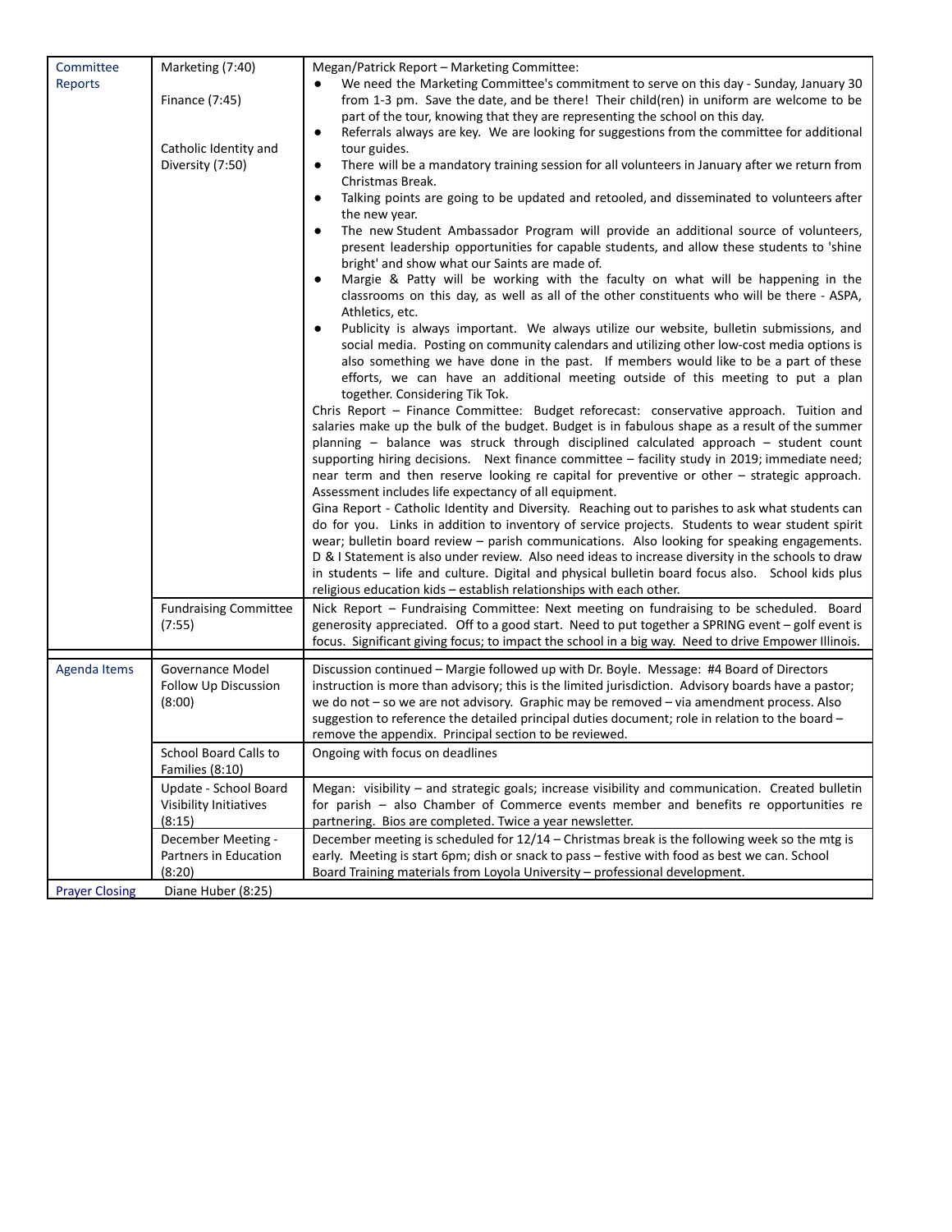| | | |
|---|---|---|
| Committee Reports | Marketing (7:40)<br><br>Finance (7:45)<br><br>Catholic Identity and Diversity (7:50) | Megan/Patrick Report – Marketing Committee:<br>● We need the Marketing Committee's commitment to serve on this day - Sunday, January 30 from 1-3 pm. Save the date, and be there! Their child(ren) in uniform are welcome to be part of the tour, knowing that they are representing the school on this day.<br>● Referrals always are key. We are looking for suggestions from the committee for additional tour guides.<br>● There will be a mandatory training session for all volunteers in January after we return from Christmas Break.<br>● Talking points are going to be updated and retooled, and disseminated to volunteers after the new year.<br>● The new Student Ambassador Program will provide an additional source of volunteers, present leadership opportunities for capable students, and allow these students to 'shine bright' and show what our Saints are made of.<br>● Margie & Patty will be working with the faculty on what will be happening in the classrooms on this day, as well as all of the other constituents who will be there - ASPA, Athletics, etc.<br>● Publicity is always important. We always utilize our website, bulletin submissions, and social media. Posting on community calendars and utilizing other low-cost media options is also something we have done in the past. If members would like to be a part of these efforts, we can have an additional meeting outside of this meeting to put a plan together. Considering Tik Tok.<br>Chris Report – Finance Committee: Budget reforecast: conservative approach. Tuition and salaries make up the bulk of the budget. Budget is in fabulous shape as a result of the summer planning – balance was struck through disciplined calculated approach – student count supporting hiring decisions. Next finance committee – facility study in 2019; immediate need; near term and then reserve looking re capital for preventive or other – strategic approach. Assessment includes life expectancy of all equipment.<br>Gina Report - Catholic Identity and Diversity. Reaching out to parishes to ask what students can do for you. Links in addition to inventory of service projects. Students to wear student spirit wear; bulletin board review – parish communications. Also looking for speaking engagements. D & I Statement is also under review. Also need ideas to increase diversity in the schools to draw in students – life and culture. Digital and physical bulletin board focus also. School kids plus religious education kids – establish relationships with each other. |
| | Fundraising Committee (7:55) | Nick Report – Fundraising Committee: Next meeting on fundraising to be scheduled. Board generosity appreciated. Off to a good start. Need to put together a SPRING event – golf event is focus. Significant giving focus; to impact the school in a big way. Need to drive Empower Illinois. |
| Agenda Items | Governance Model Follow Up Discussion (8:00) | Discussion continued – Margie followed up with Dr. Boyle. Message: #4 Board of Directors instruction is more than advisory; this is the limited jurisdiction. Advisory boards have a pastor; we do not – so we are not advisory. Graphic may be removed – via amendment process. Also suggestion to reference the detailed principal duties document; role in relation to the board – remove the appendix. Principal section to be reviewed. |
| | School Board Calls to Families (8:10) | Ongoing with focus on deadlines |
| | Update - School Board Visibility Initiatives (8:15) | Megan: visibility – and strategic goals; increase visibility and communication. Created bulletin for parish – also Chamber of Commerce events member and benefits re opportunities re partnering. Bios are completed. Twice a year newsletter. |
| | December Meeting - Partners in Education (8:20) | December meeting is scheduled for 12/14 – Christmas break is the following week so the mtg is early. Meeting is start 6pm; dish or snack to pass – festive with food as best we can. School Board Training materials from Loyola University – professional development. |
| Prayer Closing | Diane Huber (8:25) | |